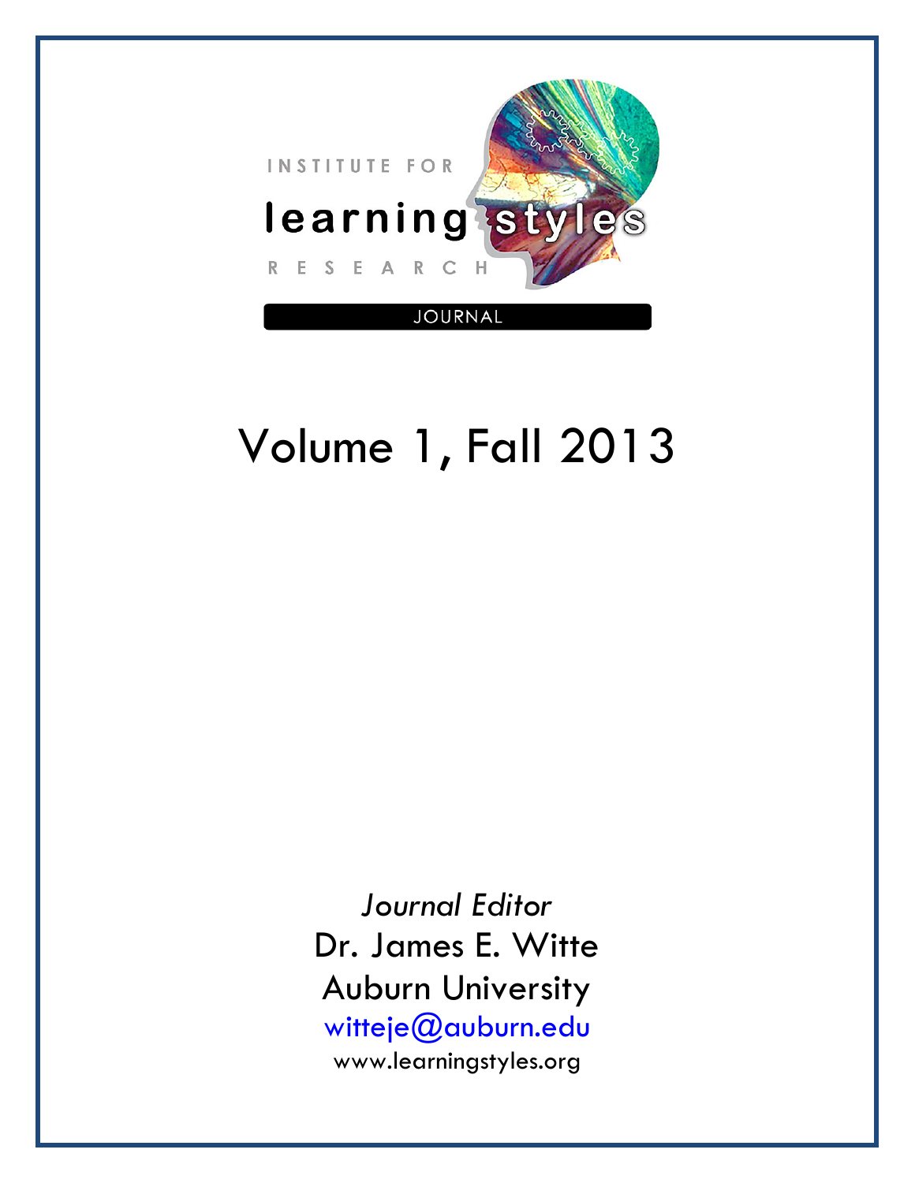INSTITUTE FOR

**learning styles**

RESEARCH

JOURNAL

# Volume 1, Fall 2013

*Journal Editor*

Dr. James E. Witte

Auburn University

witteje@auburn.edu

www.learningstyles.org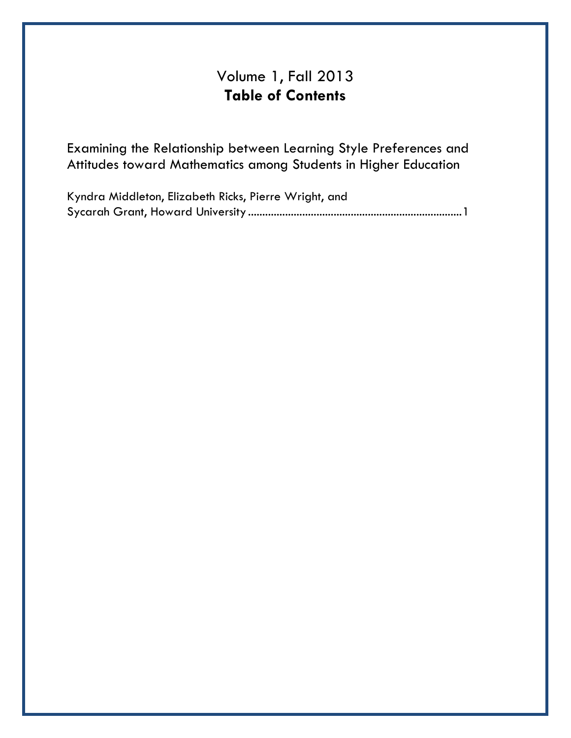# Volume 1, Fall 2013
## Table of Contents

Examining the Relationship between Learning Style Preferences and Attitudes toward Mathematics among Students in Higher Education

Kyndra Middleton, Elizabeth Ricks, Pierre Wright, and Sycarah Grant, Howard University ........................................................................ 1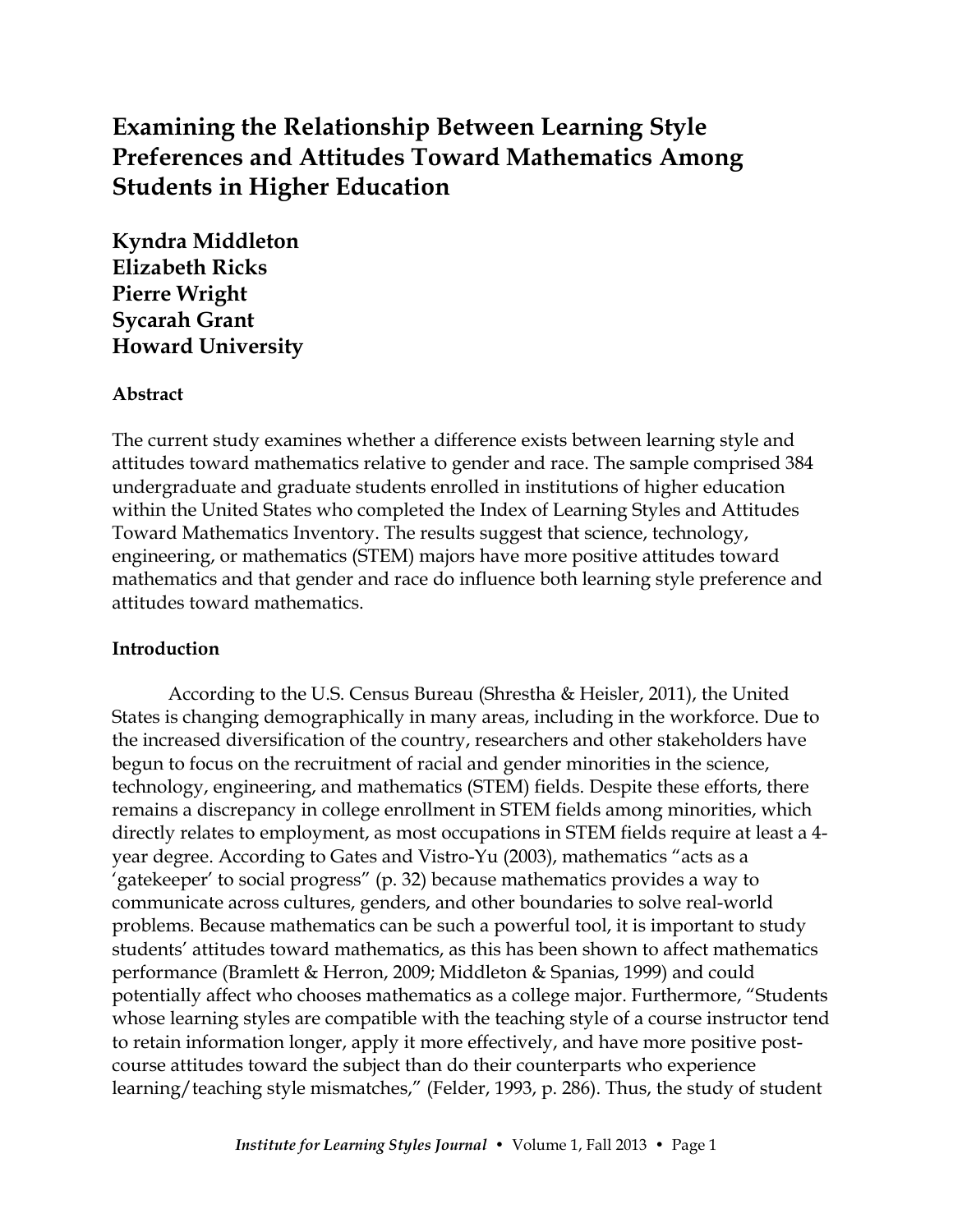# Examining the Relationship Between Learning Style Preferences and Attitudes Toward Mathematics Among Students in Higher Education

**Kyndra Middleton**
**Elizabeth Ricks**
**Pierre Wright**
**Sycarah Grant**
**Howard University**

### Abstract

The current study examines whether a difference exists between learning style and attitudes toward mathematics relative to gender and race. The sample comprised 384 undergraduate and graduate students enrolled in institutions of higher education within the United States who completed the Index of Learning Styles and Attitudes Toward Mathematics Inventory. The results suggest that science, technology, engineering, or mathematics (STEM) majors have more positive attitudes toward mathematics and that gender and race do influence both learning style preference and attitudes toward mathematics.

### Introduction

According to the U.S. Census Bureau (Shrestha & Heisler, 2011), the United States is changing demographically in many areas, including in the workforce. Due to the increased diversification of the country, researchers and other stakeholders have begun to focus on the recruitment of racial and gender minorities in the science, technology, engineering, and mathematics (STEM) fields. Despite these efforts, there remains a discrepancy in college enrollment in STEM fields among minorities, which directly relates to employment, as most occupations in STEM fields require at least a 4-year degree. According to Gates and Vistro-Yu (2003), mathematics "acts as a 'gatekeeper' to social progress" (p. 32) because mathematics provides a way to communicate across cultures, genders, and other boundaries to solve real-world problems. Because mathematics can be such a powerful tool, it is important to study students' attitudes toward mathematics, as this has been shown to affect mathematics performance (Bramlett & Herron, 2009; Middleton & Spanias, 1999) and could potentially affect who chooses mathematics as a college major. Furthermore, "Students whose learning styles are compatible with the teaching style of a course instructor tend to retain information longer, apply it more effectively, and have more positive post-course attitudes toward the subject than do their counterparts who experience learning/teaching style mismatches," (Felder, 1993, p. 286). Thus, the study of student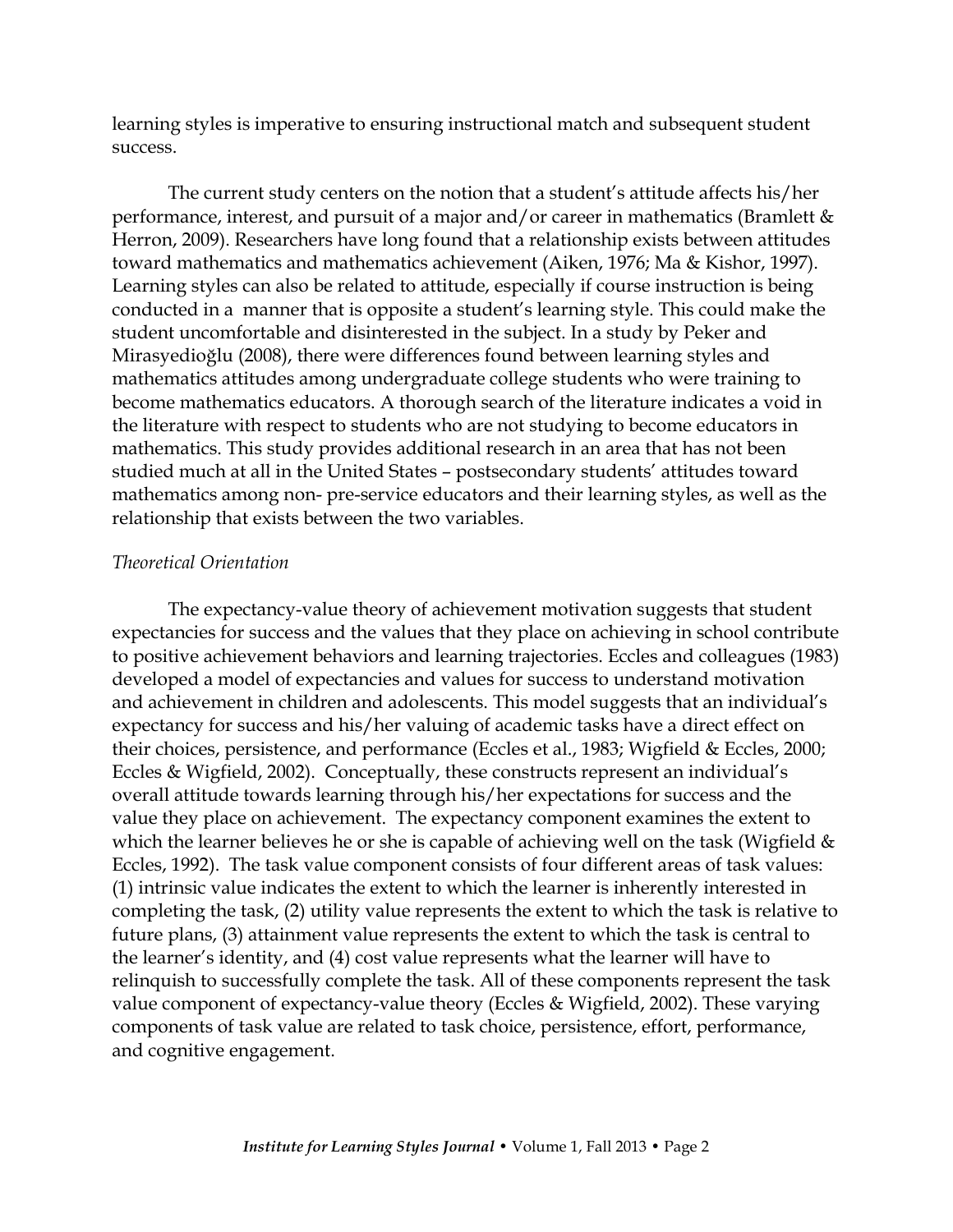learning styles is imperative to ensuring instructional match and subsequent student success.

The current study centers on the notion that a student's attitude affects his/her performance, interest, and pursuit of a major and/or career in mathematics (Bramlett & Herron, 2009). Researchers have long found that a relationship exists between attitudes toward mathematics and mathematics achievement (Aiken, 1976; Ma & Kishor, 1997). Learning styles can also be related to attitude, especially if course instruction is being conducted in a manner that is opposite a student's learning style. This could make the student uncomfortable and disinterested in the subject. In a study by Peker and Mirasyedioğlu (2008), there were differences found between learning styles and mathematics attitudes among undergraduate college students who were training to become mathematics educators. A thorough search of the literature indicates a void in the literature with respect to students who are not studying to become educators in mathematics. This study provides additional research in an area that has not been studied much at all in the United States – postsecondary students' attitudes toward mathematics among non- pre-service educators and their learning styles, as well as the relationship that exists between the two variables.

*Theoretical Orientation*

The expectancy-value theory of achievement motivation suggests that student expectancies for success and the values that they place on achieving in school contribute to positive achievement behaviors and learning trajectories. Eccles and colleagues (1983) developed a model of expectancies and values for success to understand motivation and achievement in children and adolescents. This model suggests that an individual's expectancy for success and his/her valuing of academic tasks have a direct effect on their choices, persistence, and performance (Eccles et al., 1983; Wigfield & Eccles, 2000; Eccles & Wigfield, 2002). Conceptually, these constructs represent an individual's overall attitude towards learning through his/her expectations for success and the value they place on achievement. The expectancy component examines the extent to which the learner believes he or she is capable of achieving well on the task (Wigfield & Eccles, 1992). The task value component consists of four different areas of task values: (1) intrinsic value indicates the extent to which the learner is inherently interested in completing the task, (2) utility value represents the extent to which the task is relative to future plans, (3) attainment value represents the extent to which the task is central to the learner's identity, and (4) cost value represents what the learner will have to relinquish to successfully complete the task. All of these components represent the task value component of expectancy-value theory (Eccles & Wigfield, 2002). These varying components of task value are related to task choice, persistence, effort, performance, and cognitive engagement.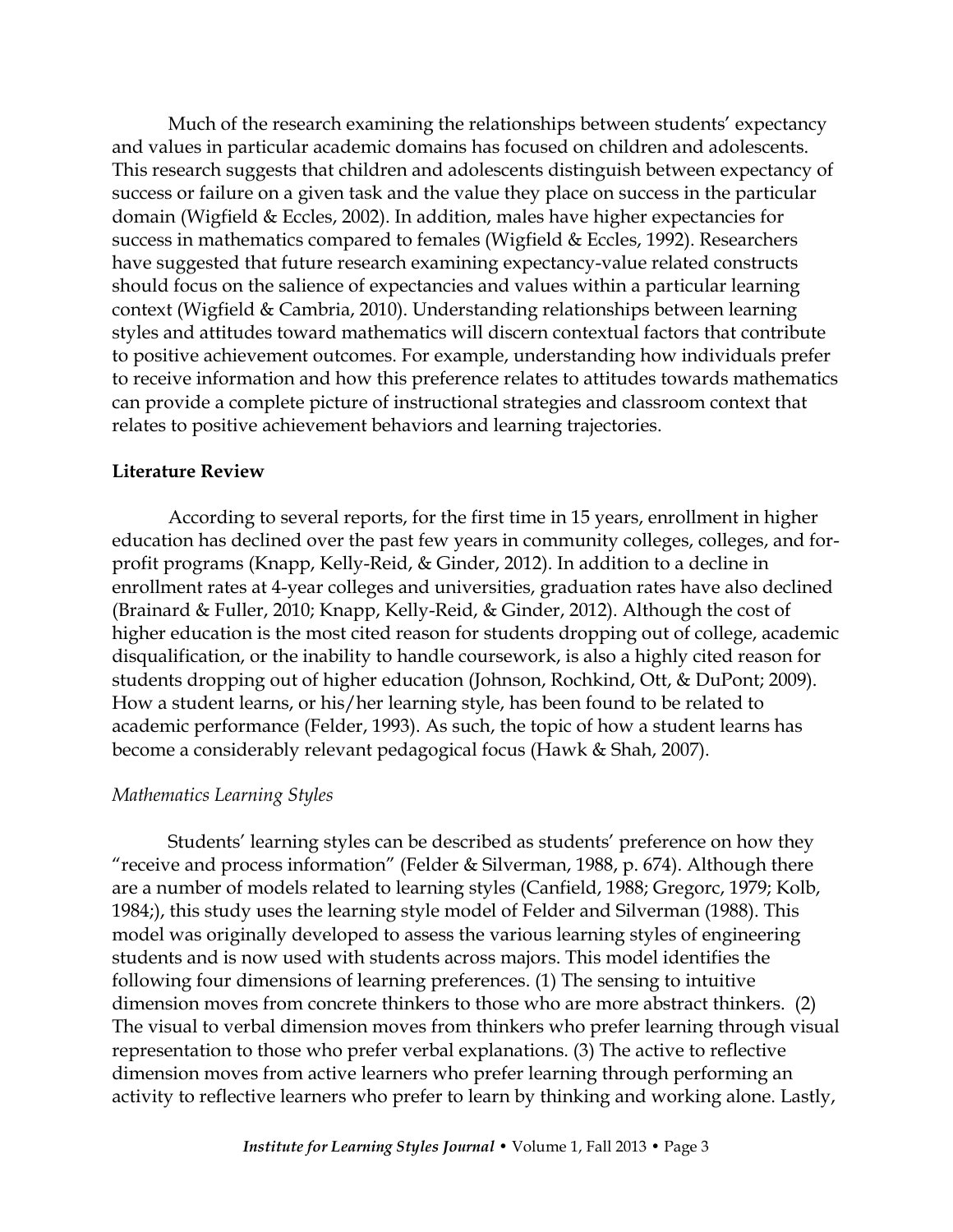Much of the research examining the relationships between students' expectancy and values in particular academic domains has focused on children and adolescents. This research suggests that children and adolescents distinguish between expectancy of success or failure on a given task and the value they place on success in the particular domain (Wigfield & Eccles, 2002). In addition, males have higher expectancies for success in mathematics compared to females (Wigfield & Eccles, 1992). Researchers have suggested that future research examining expectancy-value related constructs should focus on the salience of expectancies and values within a particular learning context (Wigfield & Cambria, 2010). Understanding relationships between learning styles and attitudes toward mathematics will discern contextual factors that contribute to positive achievement outcomes. For example, understanding how individuals prefer to receive information and how this preference relates to attitudes towards mathematics can provide a complete picture of instructional strategies and classroom context that relates to positive achievement behaviors and learning trajectories.

## Literature Review

According to several reports, for the first time in 15 years, enrollment in higher education has declined over the past few years in community colleges, colleges, and for-profit programs (Knapp, Kelly-Reid, & Ginder, 2012). In addition to a decline in enrollment rates at 4-year colleges and universities, graduation rates have also declined (Brainard & Fuller, 2010; Knapp, Kelly-Reid, & Ginder, 2012). Although the cost of higher education is the most cited reason for students dropping out of college, academic disqualification, or the inability to handle coursework, is also a highly cited reason for students dropping out of higher education (Johnson, Rochkind, Ott, & DuPont; 2009). How a student learns, or his/her learning style, has been found to be related to academic performance (Felder, 1993). As such, the topic of how a student learns has become a considerably relevant pedagogical focus (Hawk & Shah, 2007).

### *Mathematics Learning Styles*

Students' learning styles can be described as students' preference on how they "receive and process information" (Felder & Silverman, 1988, p. 674). Although there are a number of models related to learning styles (Canfield, 1988; Gregorc, 1979; Kolb, 1984;), this study uses the learning style model of Felder and Silverman (1988). This model was originally developed to assess the various learning styles of engineering students and is now used with students across majors. This model identifies the following four dimensions of learning preferences. (1) The sensing to intuitive dimension moves from concrete thinkers to those who are more abstract thinkers. (2) The visual to verbal dimension moves from thinkers who prefer learning through visual representation to those who prefer verbal explanations. (3) The active to reflective dimension moves from active learners who prefer learning through performing an activity to reflective learners who prefer to learn by thinking and working alone. Lastly,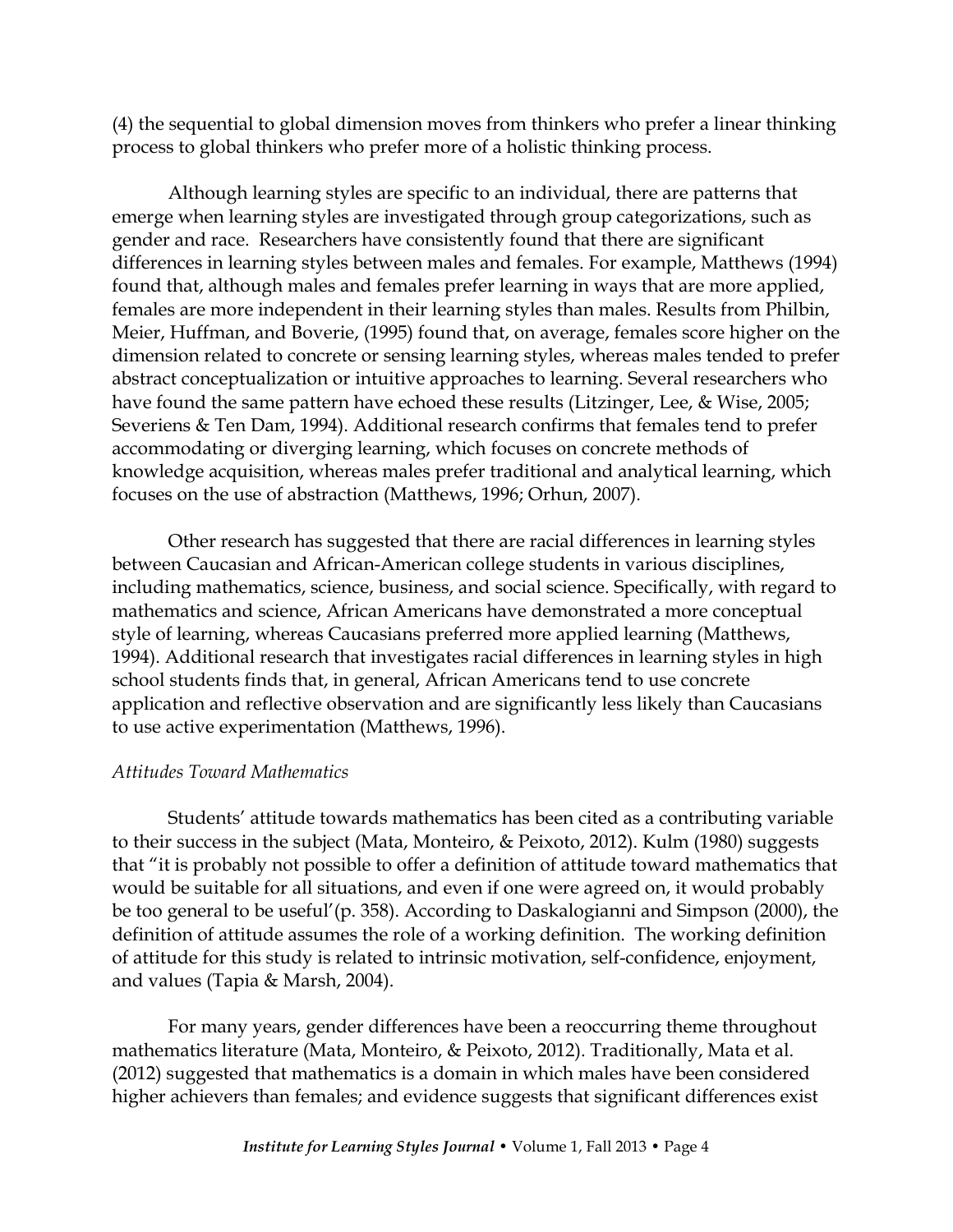(4) the sequential to global dimension moves from thinkers who prefer a linear thinking process to global thinkers who prefer more of a holistic thinking process.

Although learning styles are specific to an individual, there are patterns that emerge when learning styles are investigated through group categorizations, such as gender and race. Researchers have consistently found that there are significant differences in learning styles between males and females. For example, Matthews (1994) found that, although males and females prefer learning in ways that are more applied, females are more independent in their learning styles than males. Results from Philbin, Meier, Huffman, and Boverie, (1995) found that, on average, females score higher on the dimension related to concrete or sensing learning styles, whereas males tended to prefer abstract conceptualization or intuitive approaches to learning. Several researchers who have found the same pattern have echoed these results (Litzinger, Lee, & Wise, 2005; Severiens & Ten Dam, 1994). Additional research confirms that females tend to prefer accommodating or diverging learning, which focuses on concrete methods of knowledge acquisition, whereas males prefer traditional and analytical learning, which focuses on the use of abstraction (Matthews, 1996; Orhun, 2007).

Other research has suggested that there are racial differences in learning styles between Caucasian and African-American college students in various disciplines, including mathematics, science, business, and social science. Specifically, with regard to mathematics and science, African Americans have demonstrated a more conceptual style of learning, whereas Caucasians preferred more applied learning (Matthews, 1994). Additional research that investigates racial differences in learning styles in high school students finds that, in general, African Americans tend to use concrete application and reflective observation and are significantly less likely than Caucasians to use active experimentation (Matthews, 1996).

*Attitudes Toward Mathematics*

Students' attitude towards mathematics has been cited as a contributing variable to their success in the subject (Mata, Monteiro, & Peixoto, 2012). Kulm (1980) suggests that "it is probably not possible to offer a definition of attitude toward mathematics that would be suitable for all situations, and even if one were agreed on, it would probably be too general to be useful'(p. 358). According to Daskalogianni and Simpson (2000), the definition of attitude assumes the role of a working definition. The working definition of attitude for this study is related to intrinsic motivation, self-confidence, enjoyment, and values (Tapia & Marsh, 2004).

For many years, gender differences have been a reoccurring theme throughout mathematics literature (Mata, Monteiro, & Peixoto, 2012). Traditionally, Mata et al. (2012) suggested that mathematics is a domain in which males have been considered higher achievers than females; and evidence suggests that significant differences exist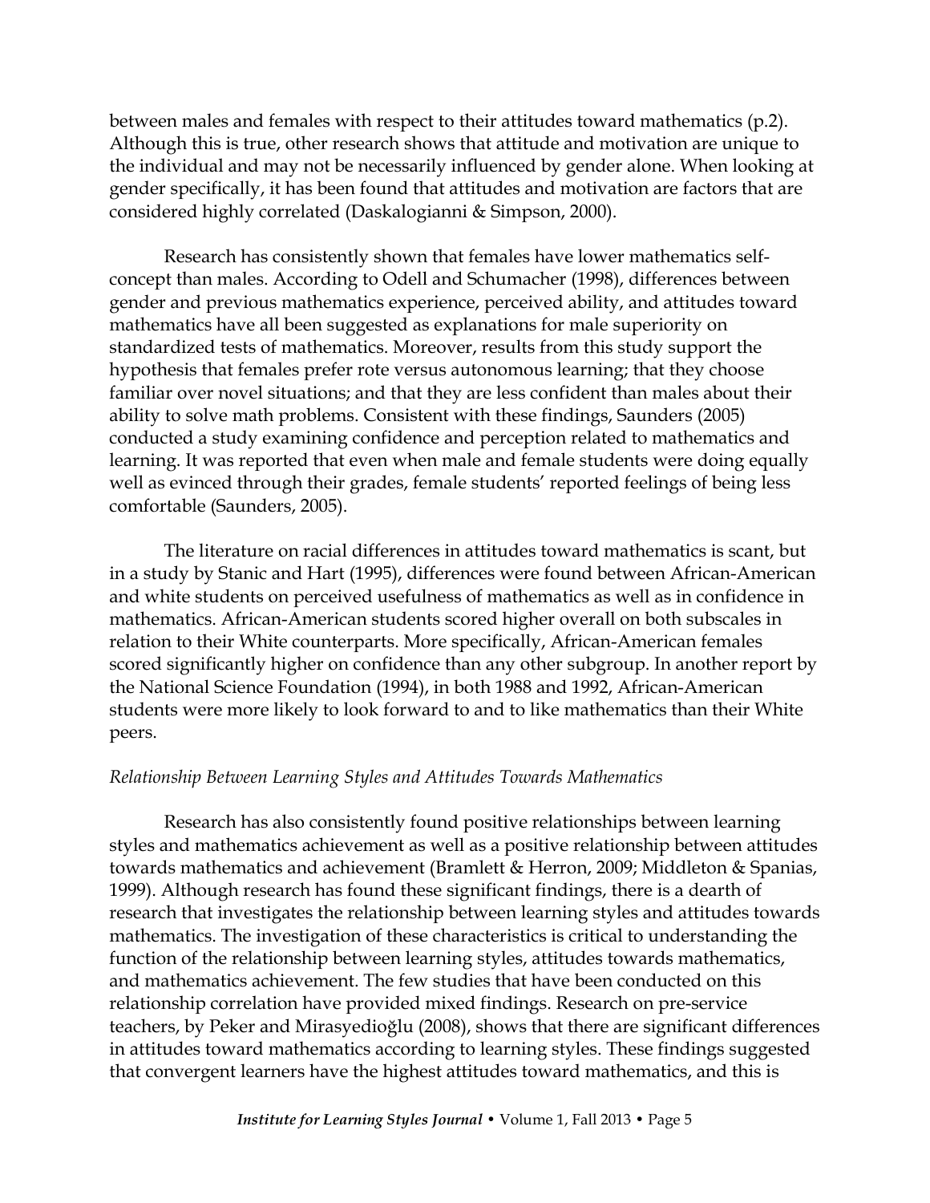between males and females with respect to their attitudes toward mathematics (p.2). Although this is true, other research shows that attitude and motivation are unique to the individual and may not be necessarily influenced by gender alone. When looking at gender specifically, it has been found that attitudes and motivation are factors that are considered highly correlated (Daskalogianni & Simpson, 2000).

Research has consistently shown that females have lower mathematics self-concept than males. According to Odell and Schumacher (1998), differences between gender and previous mathematics experience, perceived ability, and attitudes toward mathematics have all been suggested as explanations for male superiority on standardized tests of mathematics. Moreover, results from this study support the hypothesis that females prefer rote versus autonomous learning; that they choose familiar over novel situations; and that they are less confident than males about their ability to solve math problems. Consistent with these findings, Saunders (2005) conducted a study examining confidence and perception related to mathematics and learning. It was reported that even when male and female students were doing equally well as evinced through their grades, female students' reported feelings of being less comfortable (Saunders, 2005).

The literature on racial differences in attitudes toward mathematics is scant, but in a study by Stanic and Hart (1995), differences were found between African-American and white students on perceived usefulness of mathematics as well as in confidence in mathematics. African-American students scored higher overall on both subscales in relation to their White counterparts. More specifically, African-American females scored significantly higher on confidence than any other subgroup. In another report by the National Science Foundation (1994), in both 1988 and 1992, African-American students were more likely to look forward to and to like mathematics than their White peers.

*Relationship Between Learning Styles and Attitudes Towards Mathematics*

Research has also consistently found positive relationships between learning styles and mathematics achievement as well as a positive relationship between attitudes towards mathematics and achievement (Bramlett & Herron, 2009; Middleton & Spanias, 1999). Although research has found these significant findings, there is a dearth of research that investigates the relationship between learning styles and attitudes towards mathematics. The investigation of these characteristics is critical to understanding the function of the relationship between learning styles, attitudes towards mathematics, and mathematics achievement. The few studies that have been conducted on this relationship correlation have provided mixed findings. Research on pre-service teachers, by Peker and Mirasyedioğlu (2008), shows that there are significant differences in attitudes toward mathematics according to learning styles. These findings suggested that convergent learners have the highest attitudes toward mathematics, and this is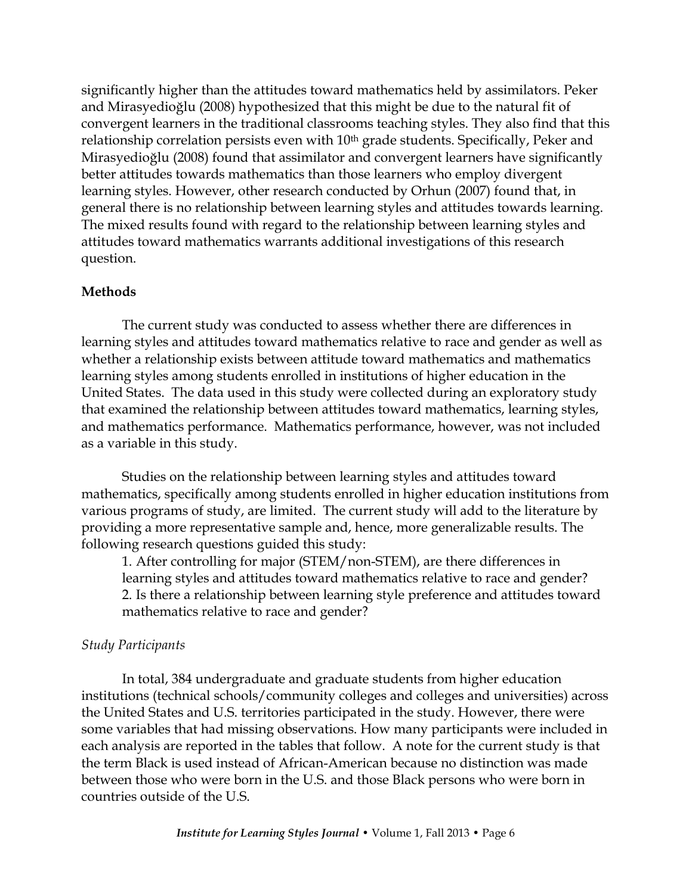significantly higher than the attitudes toward mathematics held by assimilators. Peker and Mirasyedioğlu (2008) hypothesized that this might be due to the natural fit of convergent learners in the traditional classrooms teaching styles. They also find that this relationship correlation persists even with 10th grade students. Specifically, Peker and Mirasyedioğlu (2008) found that assimilator and convergent learners have significantly better attitudes towards mathematics than those learners who employ divergent learning styles. However, other research conducted by Orhun (2007) found that, in general there is no relationship between learning styles and attitudes towards learning. The mixed results found with regard to the relationship between learning styles and attitudes toward mathematics warrants additional investigations of this research question.

## Methods

The current study was conducted to assess whether there are differences in learning styles and attitudes toward mathematics relative to race and gender as well as whether a relationship exists between attitude toward mathematics and mathematics learning styles among students enrolled in institutions of higher education in the United States. The data used in this study were collected during an exploratory study that examined the relationship between attitudes toward mathematics, learning styles, and mathematics performance. Mathematics performance, however, was not included as a variable in this study.

Studies on the relationship between learning styles and attitudes toward mathematics, specifically among students enrolled in higher education institutions from various programs of study, are limited. The current study will add to the literature by providing a more representative sample and, hence, more generalizable results. The following research questions guided this study:

1. After controlling for major (STEM/non-STEM), are there differences in learning styles and attitudes toward mathematics relative to race and gender?
2. Is there a relationship between learning style preference and attitudes toward mathematics relative to race and gender?

### *Study Participants*

In total, 384 undergraduate and graduate students from higher education institutions (technical schools/community colleges and colleges and universities) across the United States and U.S. territories participated in the study. However, there were some variables that had missing observations. How many participants were included in each analysis are reported in the tables that follow. A note for the current study is that the term Black is used instead of African-American because no distinction was made between those who were born in the U.S. and those Black persons who were born in countries outside of the U.S.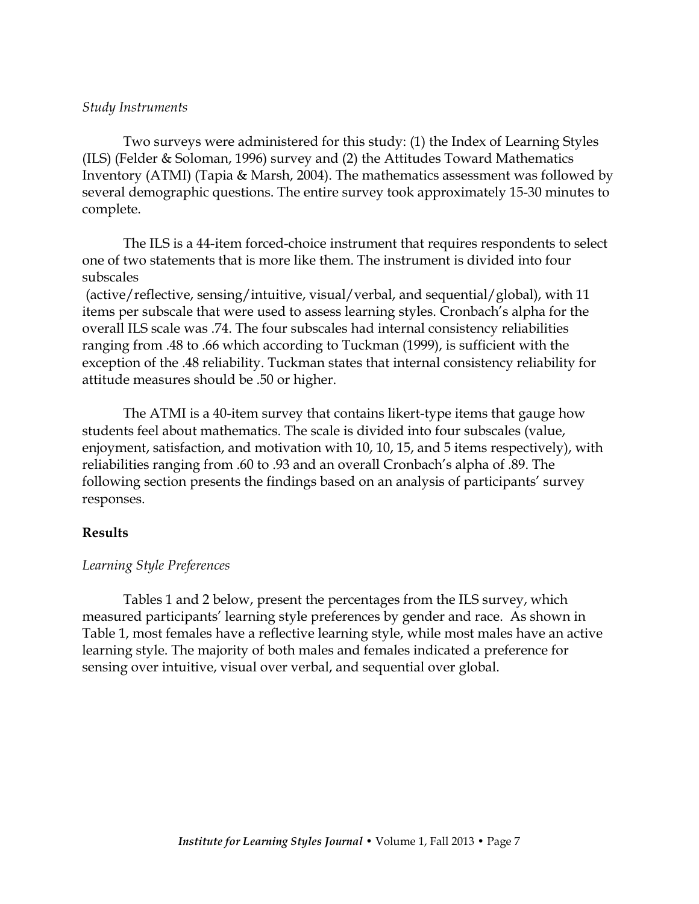*Study Instruments*

Two surveys were administered for this study: (1) the Index of Learning Styles (ILS) (Felder & Soloman, 1996) survey and (2) the Attitudes Toward Mathematics Inventory (ATMI) (Tapia & Marsh, 2004). The mathematics assessment was followed by several demographic questions. The entire survey took approximately 15-30 minutes to complete.

The ILS is a 44-item forced-choice instrument that requires respondents to select one of two statements that is more like them. The instrument is divided into four subscales (active/reflective, sensing/intuitive, visual/verbal, and sequential/global), with 11 items per subscale that were used to assess learning styles. Cronbach's alpha for the overall ILS scale was .74. The four subscales had internal consistency reliabilities ranging from .48 to .66 which according to Tuckman (1999), is sufficient with the exception of the .48 reliability. Tuckman states that internal consistency reliability for attitude measures should be .50 or higher.

The ATMI is a 40-item survey that contains likert-type items that gauge how students feel about mathematics. The scale is divided into four subscales (value, enjoyment, satisfaction, and motivation with 10, 10, 15, and 5 items respectively), with reliabilities ranging from .60 to .93 and an overall Cronbach's alpha of .89. The following section presents the findings based on an analysis of participants' survey responses.

## Results

*Learning Style Preferences*

Tables 1 and 2 below, present the percentages from the ILS survey, which measured participants' learning style preferences by gender and race. As shown in Table 1, most females have a reflective learning style, while most males have an active learning style. The majority of both males and females indicated a preference for sensing over intuitive, visual over verbal, and sequential over global.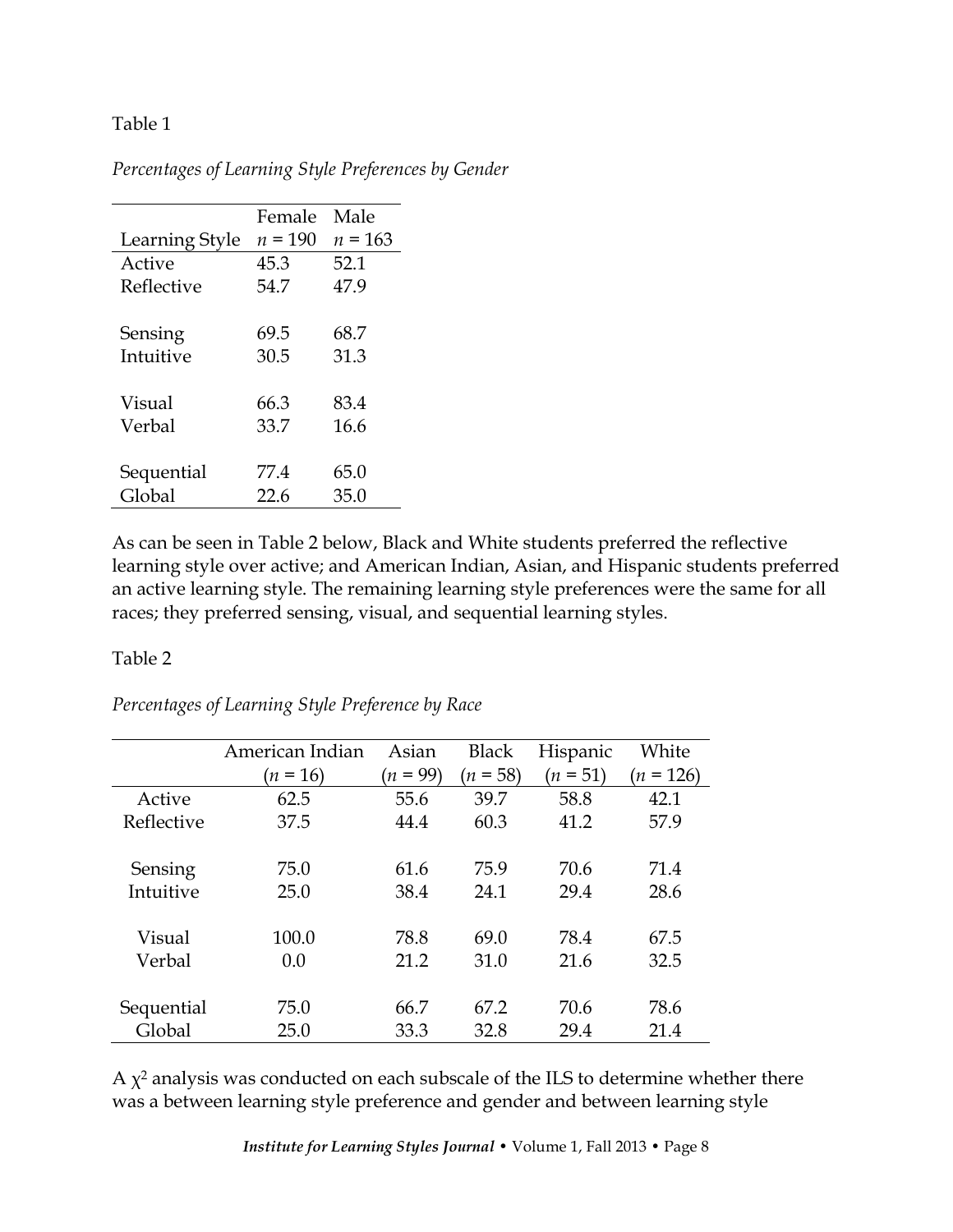Table 1

*Percentages of Learning Style Preferences by Gender*

| Learning Style | Female *n* = 190 | Male *n* = 163 |
|---|---|---|
| Active | 45.3 | 52.1 |
| Reflective | 54.7 | 47.9 |
| | | |
| Sensing | 69.5 | 68.7 |
| Intuitive | 30.5 | 31.3 |
| | | |
| Visual | 66.3 | 83.4 |
| Verbal | 33.7 | 16.6 |
| | | |
| Sequential | 77.4 | 65.0 |
| Global | 22.6 | 35.0 |

As can be seen in Table 2 below, Black and White students preferred the reflective learning style over active; and American Indian, Asian, and Hispanic students preferred an active learning style. The remaining learning style preferences were the same for all races; they preferred sensing, visual, and sequential learning styles.

Table 2

*Percentages of Learning Style Preference by Race*

| | American Indian (*n* = 16) | Asian (*n* = 99) | Black (*n* = 58) | Hispanic (*n* = 51) | White (*n* = 126) |
|---|---|---|---|---|---|
| Active | 62.5 | 55.6 | 39.7 | 58.8 | 42.1 |
| Reflective | 37.5 | 44.4 | 60.3 | 41.2 | 57.9 |
| | | | | | |
| Sensing | 75.0 | 61.6 | 75.9 | 70.6 | 71.4 |
| Intuitive | 25.0 | 38.4 | 24.1 | 29.4 | 28.6 |
| | | | | | |
| Visual | 100.0 | 78.8 | 69.0 | 78.4 | 67.5 |
| Verbal | 0.0 | 21.2 | 31.0 | 21.6 | 32.5 |
| | | | | | |
| Sequential | 75.0 | 66.7 | 67.2 | 70.6 | 78.6 |
| Global | 25.0 | 33.3 | 32.8 | 29.4 | 21.4 |

A $\chi^2$ analysis was conducted on each subscale of the ILS to determine whether there was a between learning style preference and gender and between learning style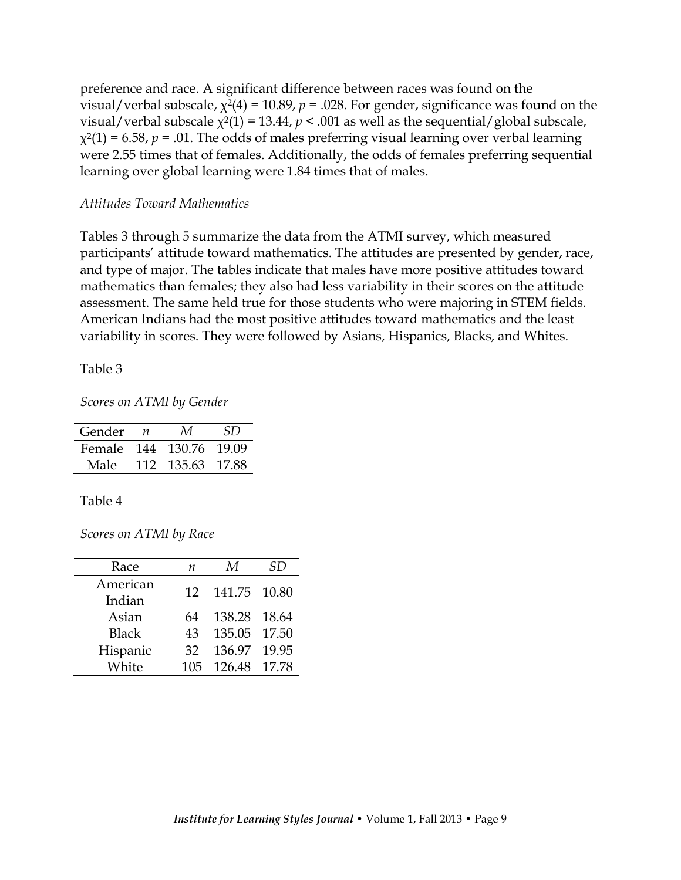preference and race. A significant difference between races was found on the visual/verbal subscale, $\chi^2(4) = 10.89$, $p = .028$. For gender, significance was found on the visual/verbal subscale $\chi^2(1) = 13.44$, $p < .001$ as well as the sequential/global subscale, $\chi^2(1) = 6.58$, $p = .01$. The odds of males preferring visual learning over verbal learning were 2.55 times that of females. Additionally, the odds of females preferring sequential learning over global learning were 1.84 times that of males.

*Attitudes Toward Mathematics*

Tables 3 through 5 summarize the data from the ATMI survey, which measured participants' attitude toward mathematics. The attitudes are presented by gender, race, and type of major. The tables indicate that males have more positive attitudes toward mathematics than females; they also had less variability in their scores on the attitude assessment. The same held true for those students who were majoring in STEM fields. American Indians had the most positive attitudes toward mathematics and the least variability in scores. They were followed by Asians, Hispanics, Blacks, and Whites.

Table 3

*Scores on ATMI by Gender*

| Gender | *n* | *M* | *SD* |
|---|---|---|---|
| Female | 144 | 130.76 | 19.09 |
| Male | 112 | 135.63 | 17.88 |

Table 4

*Scores on ATMI by Race*

| Race | *n* | *M* | *SD* |
|---|---|---|---|
| American Indian | 12 | 141.75 | 10.80 |
| Asian | 64 | 138.28 | 18.64 |
| Black | 43 | 135.05 | 17.50 |
| Hispanic | 32 | 136.97 | 19.95 |
| White | 105 | 126.48 | 17.78 |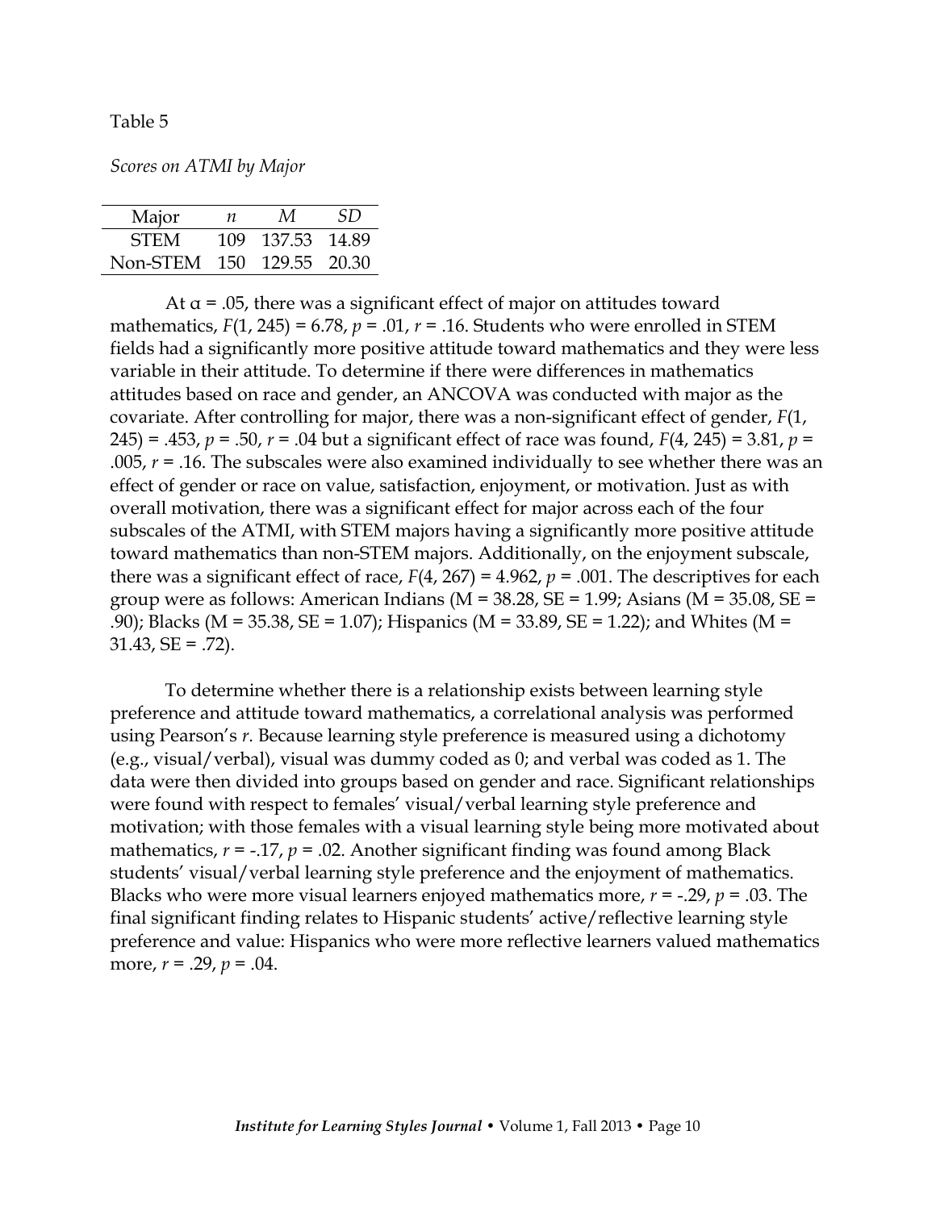Table 5

*Scores on ATMI by Major*

| Major | $n$ | $M$ | $SD$ |
|---|---|---|---|
| STEM | 109 | 137.53 | 14.89 |
| Non-STEM | 150 | 129.55 | 20.30 |

At $\alpha = .05$, there was a significant effect of major on attitudes toward mathematics, $F(1, 245) = 6.78$, $p = .01$, $r = .16$. Students who were enrolled in STEM fields had a significantly more positive attitude toward mathematics and they were less variable in their attitude. To determine if there were differences in mathematics attitudes based on race and gender, an ANCOVA was conducted with major as the covariate. After controlling for major, there was a non-significant effect of gender, $F(1, 245) = .453$, $p = .50$, $r = .04$ but a significant effect of race was found, $F(4, 245) = 3.81$, $p = .005$, $r = .16$. The subscales were also examined individually to see whether there was an effect of gender or race on value, satisfaction, enjoyment, or motivation. Just as with overall motivation, there was a significant effect for major across each of the four subscales of the ATMI, with STEM majors having a significantly more positive attitude toward mathematics than non-STEM majors. Additionally, on the enjoyment subscale, there was a significant effect of race, $F(4, 267) = 4.962$, $p = .001$. The descriptives for each group were as follows: American Indians (M = 38.28, SE = 1.99; Asians (M = 35.08, SE = .90); Blacks (M = 35.38, SE = 1.07); Hispanics (M = 33.89, SE = 1.22); and Whites (M = 31.43, SE = .72).

To determine whether there is a relationship exists between learning style preference and attitude toward mathematics, a correlational analysis was performed using Pearson's $r$. Because learning style preference is measured using a dichotomy (e.g., visual/verbal), visual was dummy coded as 0; and verbal was coded as 1. The data were then divided into groups based on gender and race. Significant relationships were found with respect to females' visual/verbal learning style preference and motivation; with those females with a visual learning style being more motivated about mathematics, $r = -.17$, $p = .02$. Another significant finding was found among Black students' visual/verbal learning style preference and the enjoyment of mathematics. Blacks who were more visual learners enjoyed mathematics more, $r = -.29$, $p = .03$. The final significant finding relates to Hispanic students' active/reflective learning style preference and value: Hispanics who were more reflective learners valued mathematics more, $r = .29$, $p = .04$.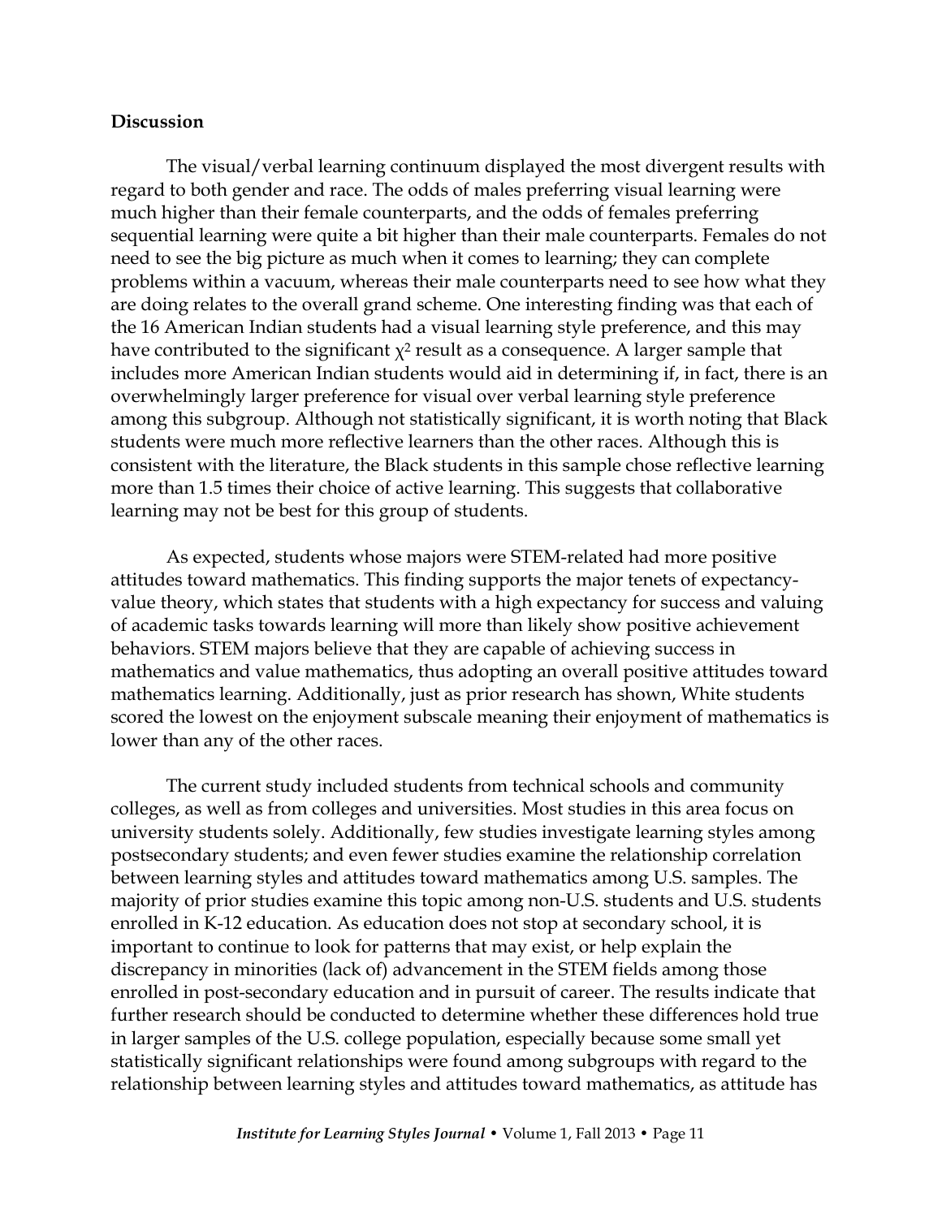**Discussion**

The visual/verbal learning continuum displayed the most divergent results with regard to both gender and race. The odds of males preferring visual learning were much higher than their female counterparts, and the odds of females preferring sequential learning were quite a bit higher than their male counterparts. Females do not need to see the big picture as much when it comes to learning; they can complete problems within a vacuum, whereas their male counterparts need to see how what they are doing relates to the overall grand scheme. One interesting finding was that each of the 16 American Indian students had a visual learning style preference, and this may have contributed to the significant $\chi^2$ result as a consequence. A larger sample that includes more American Indian students would aid in determining if, in fact, there is an overwhelmingly larger preference for visual over verbal learning style preference among this subgroup. Although not statistically significant, it is worth noting that Black students were much more reflective learners than the other races. Although this is consistent with the literature, the Black students in this sample chose reflective learning more than 1.5 times their choice of active learning. This suggests that collaborative learning may not be best for this group of students.

As expected, students whose majors were STEM-related had more positive attitudes toward mathematics. This finding supports the major tenets of expectancy-value theory, which states that students with a high expectancy for success and valuing of academic tasks towards learning will more than likely show positive achievement behaviors. STEM majors believe that they are capable of achieving success in mathematics and value mathematics, thus adopting an overall positive attitudes toward mathematics learning. Additionally, just as prior research has shown, White students scored the lowest on the enjoyment subscale meaning their enjoyment of mathematics is lower than any of the other races.

The current study included students from technical schools and community colleges, as well as from colleges and universities. Most studies in this area focus on university students solely. Additionally, few studies investigate learning styles among postsecondary students; and even fewer studies examine the relationship correlation between learning styles and attitudes toward mathematics among U.S. samples. The majority of prior studies examine this topic among non-U.S. students and U.S. students enrolled in K-12 education. As education does not stop at secondary school, it is important to continue to look for patterns that may exist, or help explain the discrepancy in minorities (lack of) advancement in the STEM fields among those enrolled in post-secondary education and in pursuit of career. The results indicate that further research should be conducted to determine whether these differences hold true in larger samples of the U.S. college population, especially because some small yet statistically significant relationships were found among subgroups with regard to the relationship between learning styles and attitudes toward mathematics, as attitude has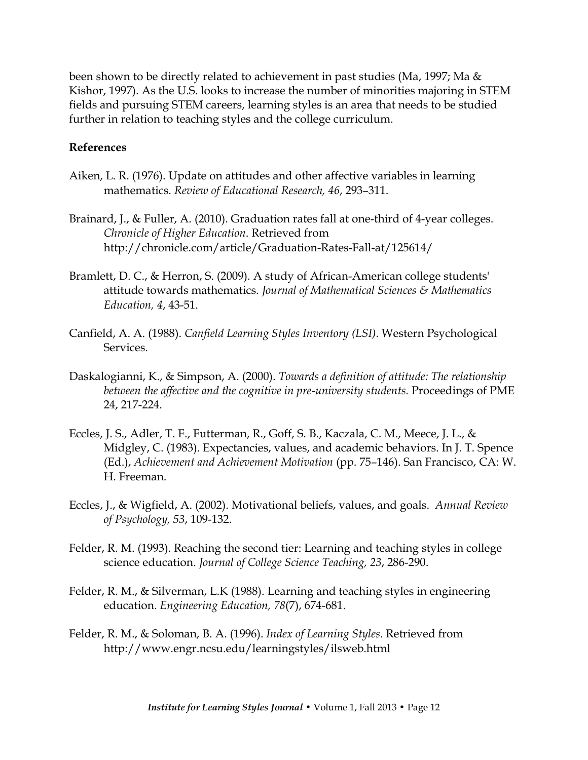been shown to be directly related to achievement in past studies (Ma, 1997; Ma & Kishor, 1997). As the U.S. looks to increase the number of minorities majoring in STEM fields and pursuing STEM careers, learning styles is an area that needs to be studied further in relation to teaching styles and the college curriculum.

**References**

Aiken, L. R. (1976). Update on attitudes and other affective variables in learning mathematics. *Review of Educational Research, 46*, 293–311.

Brainard, J., & Fuller, A. (2010). Graduation rates fall at one-third of 4-year colleges. *Chronicle of Higher Education*. Retrieved from http://chronicle.com/article/Graduation-Rates-Fall-at/125614/

Bramlett, D. C., & Herron, S. (2009). A study of African-American college students' attitude towards mathematics. *Journal of Mathematical Sciences & Mathematics Education, 4*, 43-51.

Canfield, A. A. (1988). *Canfield Learning Styles Inventory (LSI)*. Western Psychological Services.

Daskalogianni, K., & Simpson, A. (2000). *Towards a definition of attitude: The relationship between the affective and the cognitive in pre-university students.* Proceedings of PME 24, 217-224.

Eccles, J. S., Adler, T. F., Futterman, R., Goff, S. B., Kaczala, C. M., Meece, J. L., & Midgley, C. (1983). Expectancies, values, and academic behaviors. In J. T. Spence (Ed.), *Achievement and Achievement Motivation* (pp. 75–146). San Francisco, CA: W. H. Freeman.

Eccles, J., & Wigfield, A. (2002). Motivational beliefs, values, and goals. *Annual Review of Psychology, 53*, 109-132.

Felder, R. M. (1993). Reaching the second tier: Learning and teaching styles in college science education. *Journal of College Science Teaching, 23*, 286-290.

Felder, R. M., & Silverman, L.K (1988). Learning and teaching styles in engineering education. *Engineering Education, 78*(7), 674-681.

Felder, R. M., & Soloman, B. A. (1996). *Index of Learning Styles*. Retrieved from http://www.engr.ncsu.edu/learningstyles/ilsweb.html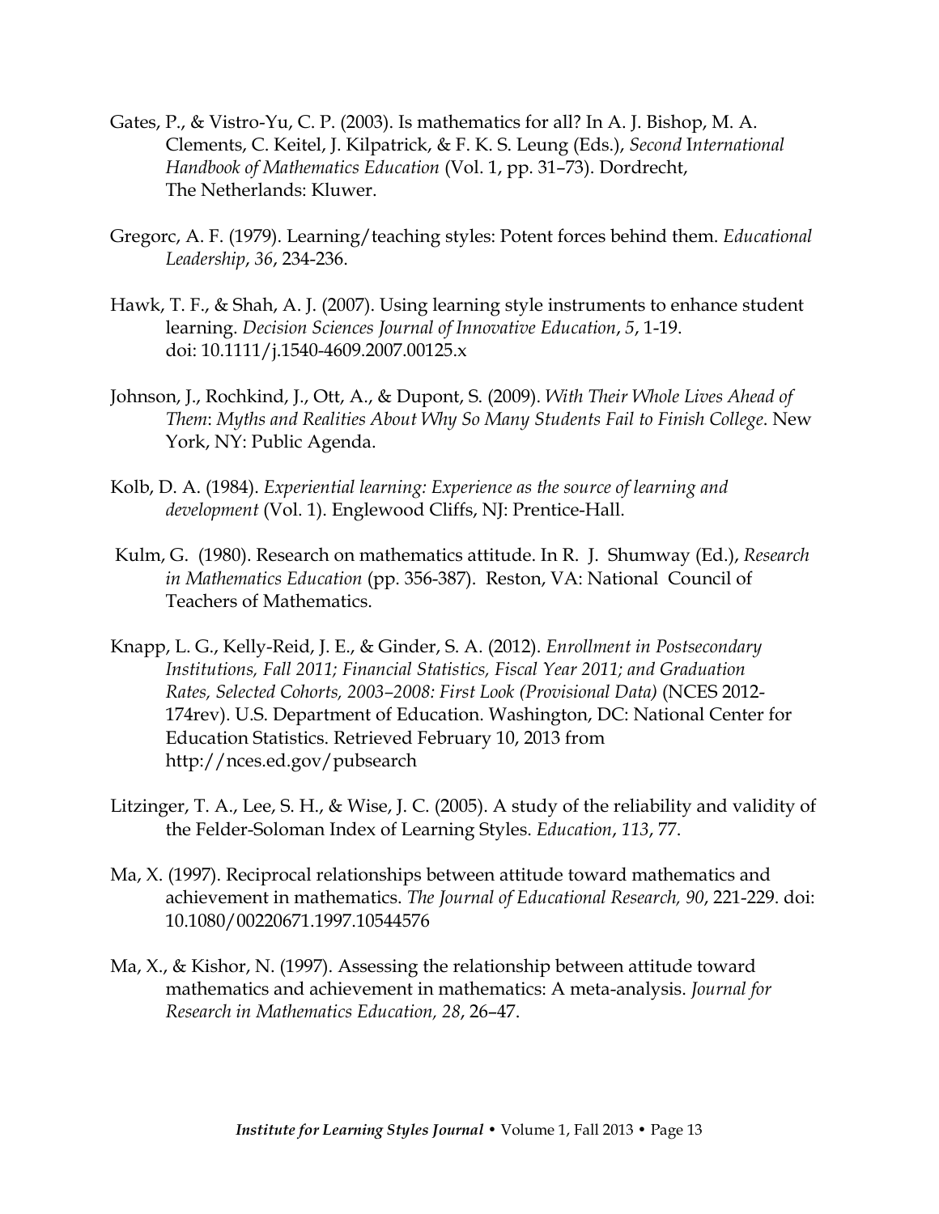Gates, P., & Vistro-Yu, C. P. (2003). Is mathematics for all? In A. J. Bishop, M. A. Clements, C. Keitel, J. Kilpatrick, & F. K. S. Leung (Eds.), *Second International Handbook of Mathematics Education* (Vol. 1, pp. 31–73). Dordrecht, The Netherlands: Kluwer.

Gregorc, A. F. (1979). Learning/teaching styles: Potent forces behind them. *Educational Leadership*, *36*, 234-236.

Hawk, T. F., & Shah, A. J. (2007). Using learning style instruments to enhance student learning. *Decision Sciences Journal of Innovative Education*, *5*, 1-19. doi: 10.1111/j.1540-4609.2007.00125.x

Johnson, J., Rochkind, J., Ott, A., & Dupont, S. (2009). *With Their Whole Lives Ahead of Them*: *Myths and Realities About Why So Many Students Fail to Finish College*. New York, NY: Public Agenda.

Kolb, D. A. (1984). *Experiential learning: Experience as the source of learning and development* (Vol. 1). Englewood Cliffs, NJ: Prentice-Hall.

Kulm, G. (1980). Research on mathematics attitude. In R. J. Shumway (Ed.), *Research in Mathematics Education* (pp. 356-387). Reston, VA: National Council of Teachers of Mathematics.

Knapp, L. G., Kelly-Reid, J. E., & Ginder, S. A. (2012). *Enrollment in Postsecondary Institutions, Fall 2011; Financial Statistics, Fiscal Year 2011; and Graduation Rates, Selected Cohorts, 2003–2008: First Look (Provisional Data)* (NCES 2012-174rev). U.S. Department of Education. Washington, DC: National Center for Education Statistics. Retrieved February 10, 2013 from http://nces.ed.gov/pubsearch

Litzinger, T. A., Lee, S. H., & Wise, J. C. (2005). A study of the reliability and validity of the Felder-Soloman Index of Learning Styles. *Education*, *113*, 77.

Ma, X. (1997). Reciprocal relationships between attitude toward mathematics and achievement in mathematics. *The Journal of Educational Research, 90*, 221-229. doi: 10.1080/00220671.1997.10544576

Ma, X., & Kishor, N. (1997). Assessing the relationship between attitude toward mathematics and achievement in mathematics: A meta-analysis. *Journal for Research in Mathematics Education, 28*, 26–47.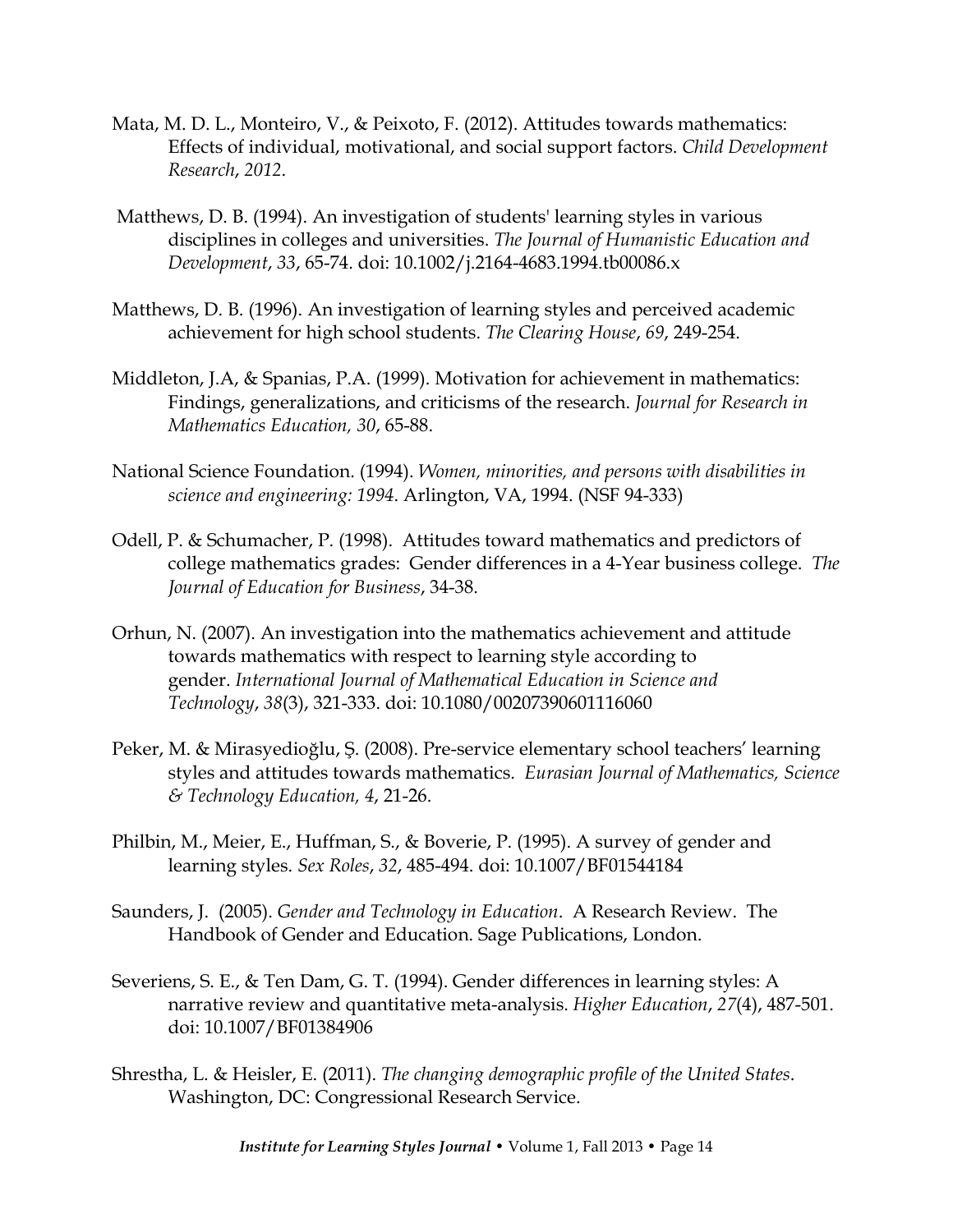Mata, M. D. L., Monteiro, V., & Peixoto, F. (2012). Attitudes towards mathematics: Effects of individual, motivational, and social support factors. *Child Development Research*, *2012*.

Matthews, D. B. (1994). An investigation of students' learning styles in various disciplines in colleges and universities. *The Journal of Humanistic Education and Development*, *33*, 65-74. doi: 10.1002/j.2164-4683.1994.tb00086.x

Matthews, D. B. (1996). An investigation of learning styles and perceived academic achievement for high school students. *The Clearing House*, *69*, 249-254.

Middleton, J.A, & Spanias, P.A. (1999). Motivation for achievement in mathematics: Findings, generalizations, and criticisms of the research. *Journal for Research in Mathematics Education, 30*, 65-88.

National Science Foundation. (1994). *Women, minorities, and persons with disabilities in science and engineering: 1994*. Arlington, VA, 1994. (NSF 94-333)

Odell, P. & Schumacher, P. (1998). Attitudes toward mathematics and predictors of college mathematics grades: Gender differences in a 4-Year business college. *The Journal of Education for Business*, 34-38.

Orhun, N. (2007). An investigation into the mathematics achievement and attitude towards mathematics with respect to learning style according to gender. *International Journal of Mathematical Education in Science and Technology*, *38*(3), 321-333. doi: 10.1080/00207390601116060

Peker, M. & Mirasyedioğlu, Ş. (2008). Pre-service elementary school teachers' learning styles and attitudes towards mathematics. *Eurasian Journal of Mathematics, Science & Technology Education, 4*, 21-26.

Philbin, M., Meier, E., Huffman, S., & Boverie, P. (1995). A survey of gender and learning styles. *Sex Roles*, *32*, 485-494. doi: 10.1007/BF01544184

Saunders, J. (2005). *Gender and Technology in Education*. A Research Review. The Handbook of Gender and Education. Sage Publications, London.

Severiens, S. E., & Ten Dam, G. T. (1994). Gender differences in learning styles: A narrative review and quantitative meta-analysis. *Higher Education*, *27*(4), 487-501. doi: 10.1007/BF01384906

Shrestha, L. & Heisler, E. (2011). *The changing demographic profile of the United States*. Washington, DC: Congressional Research Service.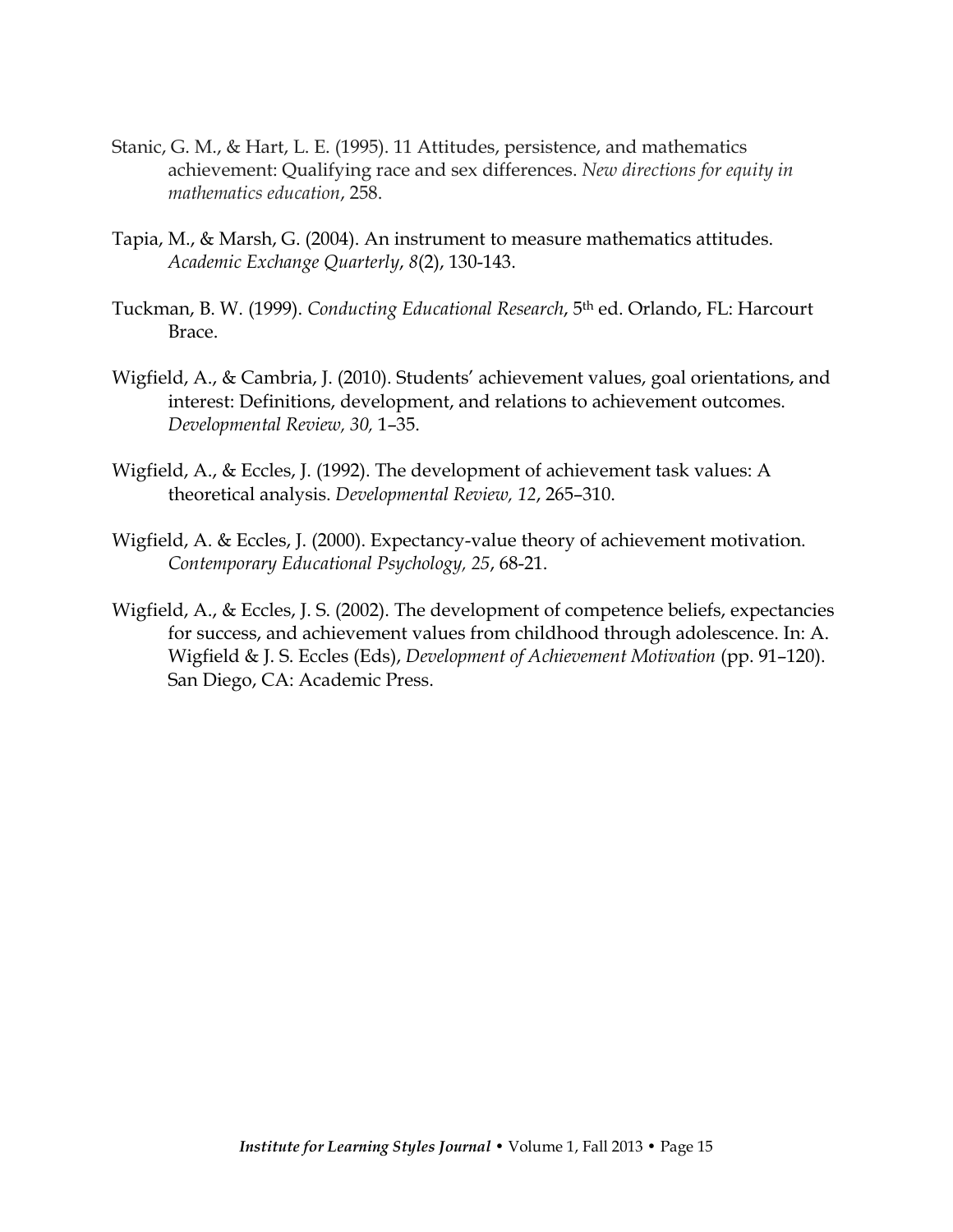Stanic, G. M., & Hart, L. E. (1995). 11 Attitudes, persistence, and mathematics achievement: Qualifying race and sex differences. *New directions for equity in mathematics education*, 258.

Tapia, M., & Marsh, G. (2004). An instrument to measure mathematics attitudes. *Academic Exchange Quarterly*, *8*(2), 130-143.

Tuckman, B. W. (1999). *Conducting Educational Research*, 5th ed. Orlando, FL: Harcourt Brace.

Wigfield, A., & Cambria, J. (2010). Students' achievement values, goal orientations, and interest: Definitions, development, and relations to achievement outcomes. *Developmental Review, 30,* 1–35.

Wigfield, A., & Eccles, J. (1992). The development of achievement task values: A theoretical analysis. *Developmental Review, 12*, 265–310.

Wigfield, A. & Eccles, J. (2000). Expectancy-value theory of achievement motivation. *Contemporary Educational Psychology, 25*, 68-21.

Wigfield, A., & Eccles, J. S. (2002). The development of competence beliefs, expectancies for success, and achievement values from childhood through adolescence. In: A. Wigfield & J. S. Eccles (Eds), *Development of Achievement Motivation* (pp. 91–120). San Diego, CA: Academic Press.